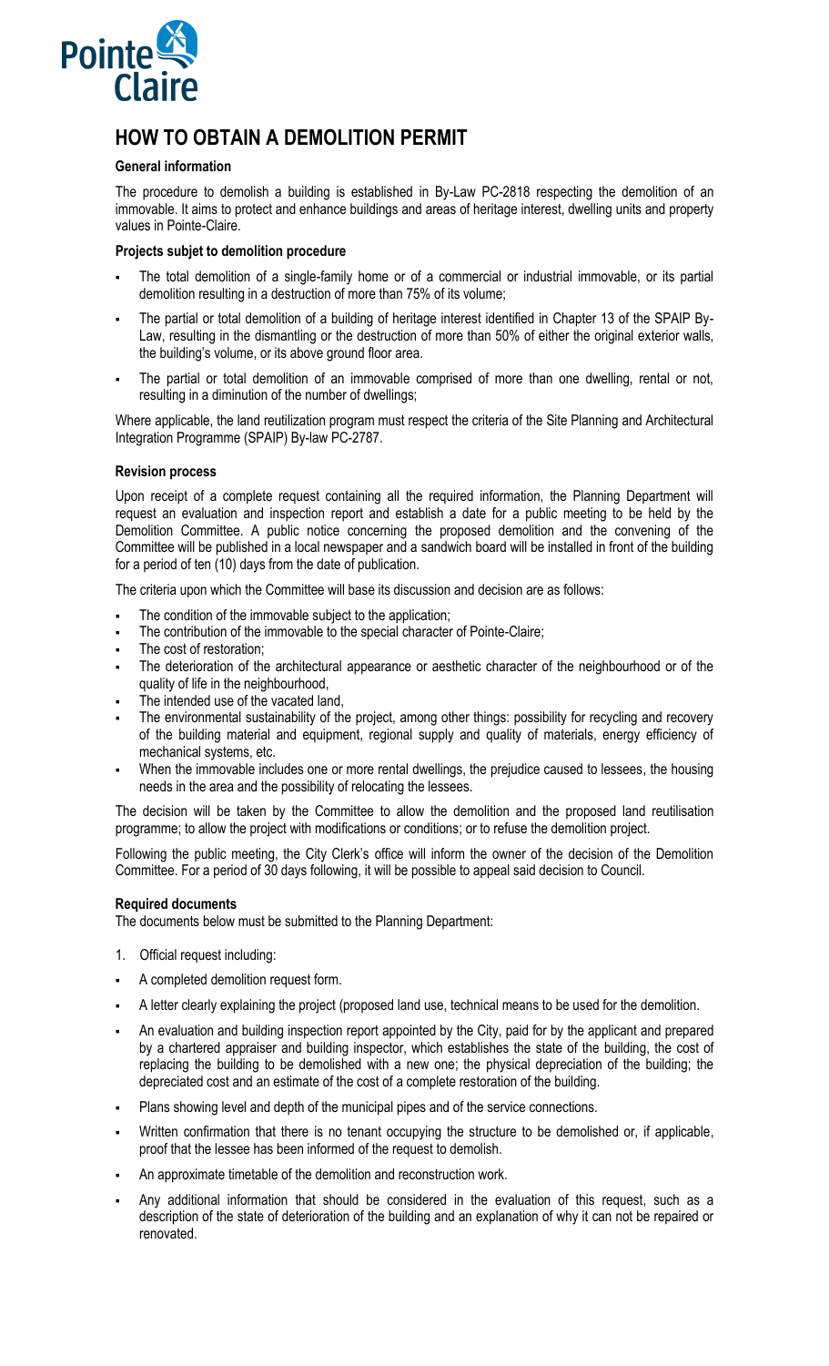# HOW TO OBTAIN A DEMOLITION PERMIT

**General information**

The procedure to demolish a building is established in By-Law PC-2818 respecting the demolition of an immovable. It aims to protect and enhance buildings and areas of heritage interest, dwelling units and property values in Pointe-Claire.

**Projects subjet to demolition procedure**

- The total demolition of a single-family home or of a commercial or industrial immovable, or its partial demolition resulting in a destruction of more than 75% of its volume;
- The partial or total demolition of a building of heritage interest identified in Chapter 13 of the SPAIP By-Law, resulting in the dismantling or the destruction of more than 50% of either the original exterior walls, the building's volume, or its above ground floor area.
- The partial or total demolition of an immovable comprised of more than one dwelling, rental or not, resulting in a diminution of the number of dwellings;

Where applicable, the land reutilization program must respect the criteria of the Site Planning and Architectural Integration Programme (SPAIP) By-law PC-2787.

**Revision process**

Upon receipt of a complete request containing all the required information, the Planning Department will request an evaluation and inspection report and establish a date for a public meeting to be held by the Demolition Committee. A public notice concerning the proposed demolition and the convening of the Committee will be published in a local newspaper and a sandwich board will be installed in front of the building for a period of ten (10) days from the date of publication.

The criteria upon which the Committee will base its discussion and decision are as follows:

- The condition of the immovable subject to the application;
- The contribution of the immovable to the special character of Pointe-Claire;
- The cost of restoration;
- The deterioration of the architectural appearance or aesthetic character of the neighbourhood or of the quality of life in the neighbourhood,
- The intended use of the vacated land,
- The environmental sustainability of the project, among other things: possibility for recycling and recovery of the building material and equipment, regional supply and quality of materials, energy efficiency of mechanical systems, etc.
- When the immovable includes one or more rental dwellings, the prejudice caused to lessees, the housing needs in the area and the possibility of relocating the lessees.

The decision will be taken by the Committee to allow the demolition and the proposed land reutilisation programme; to allow the project with modifications or conditions; or to refuse the demolition project.

Following the public meeting, the City Clerk's office will inform the owner of the decision of the Demolition Committee. For a period of 30 days following, it will be possible to appeal said decision to Council.

**Required documents**

The documents below must be submitted to the Planning Department:

1. Official request including:

- A completed demolition request form.
- A letter clearly explaining the project (proposed land use, technical means to be used for the demolition.
- An evaluation and building inspection report appointed by the City, paid for by the applicant and prepared by a chartered appraiser and building inspector, which establishes the state of the building, the cost of replacing the building to be demolished with a new one; the physical depreciation of the building; the depreciated cost and an estimate of the cost of a complete restoration of the building.
- Plans showing level and depth of the municipal pipes and of the service connections.
- Written confirmation that there is no tenant occupying the structure to be demolished or, if applicable, proof that the lessee has been informed of the request to demolish.
- An approximate timetable of the demolition and reconstruction work.
- Any additional information that should be considered in the evaluation of this request, such as a description of the state of deterioration of the building and an explanation of why it can not be repaired or renovated.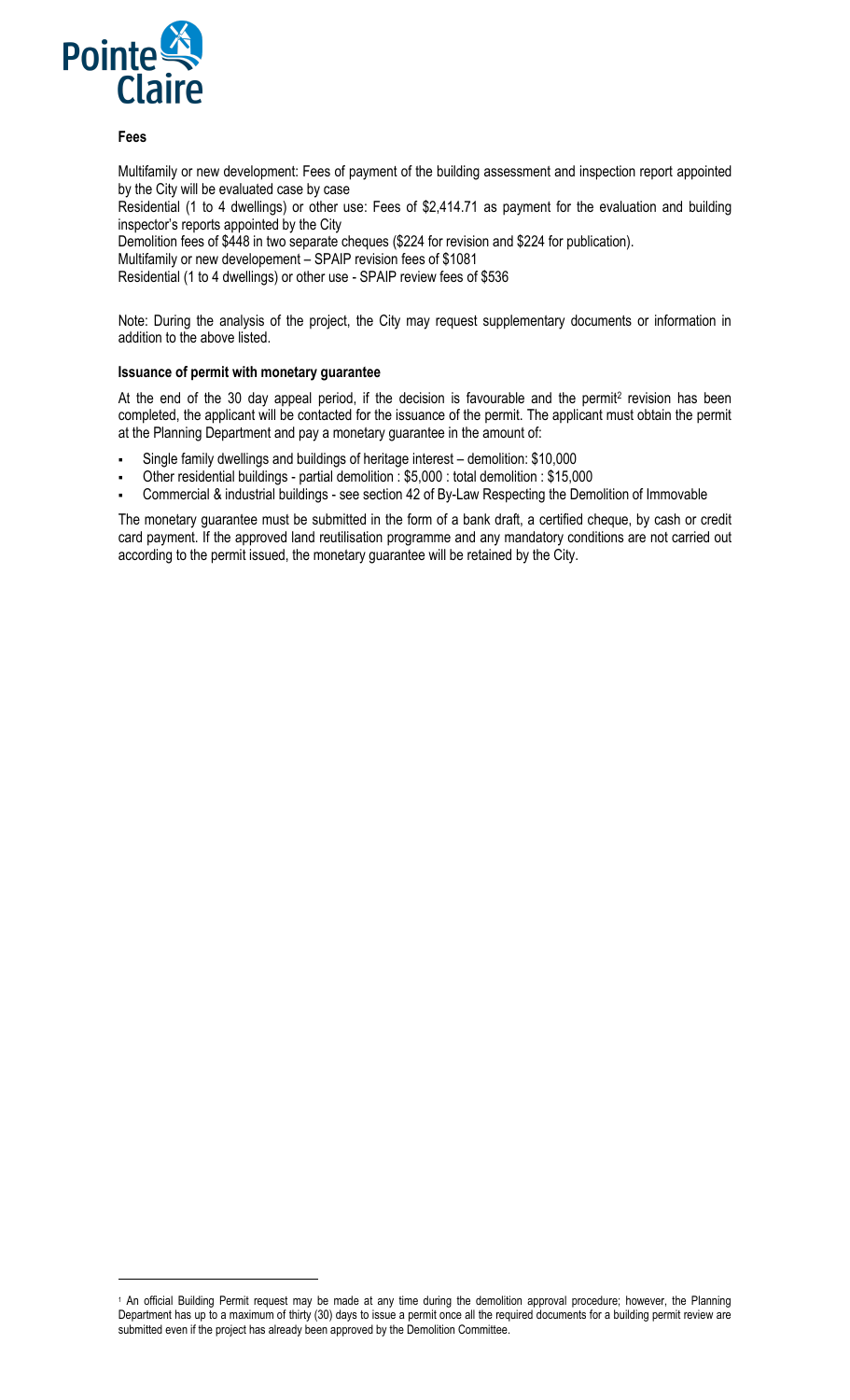**Fees**

Multifamily or new development: Fees of payment of the building assessment and inspection report appointed by the City will be evaluated case by case

Residential (1 to 4 dwellings) or other use: Fees of $2,414.71 as payment for the evaluation and building inspector's reports appointed by the City

Demolition fees of $448 in two separate cheques ($224 for revision and $224 for publication).

Multifamily or new developement – SPAIP revision fees of $1081

Residential (1 to 4 dwellings) or other use - SPAIP review fees of $536

Note: During the analysis of the project, the City may request supplementary documents or information in addition to the above listed.

**Issuance of permit with monetary guarantee**

At the end of the 30 day appeal period, if the decision is favourable and the permit[2] revision has been completed, the applicant will be contacted for the issuance of the permit. The applicant must obtain the permit at the Planning Department and pay a monetary guarantee in the amount of:

- Single family dwellings and buildings of heritage interest – demolition: $10,000
- Other residential buildings - partial demolition : $5,000 : total demolition : $15,000
- Commercial & industrial buildings - see section 42 of By-Law Respecting the Demolition of Immovable

The monetary guarantee must be submitted in the form of a bank draft, a certified cheque, by cash or credit card payment. If the approved land reutilisation programme and any mandatory conditions are not carried out according to the permit issued, the monetary guarantee will be retained by the City.

[1] An official Building Permit request may be made at any time during the demolition approval procedure; however, the Planning Department has up to a maximum of thirty (30) days to issue a permit once all the required documents for a building permit review are submitted even if the project has already been approved by the Demolition Committee.